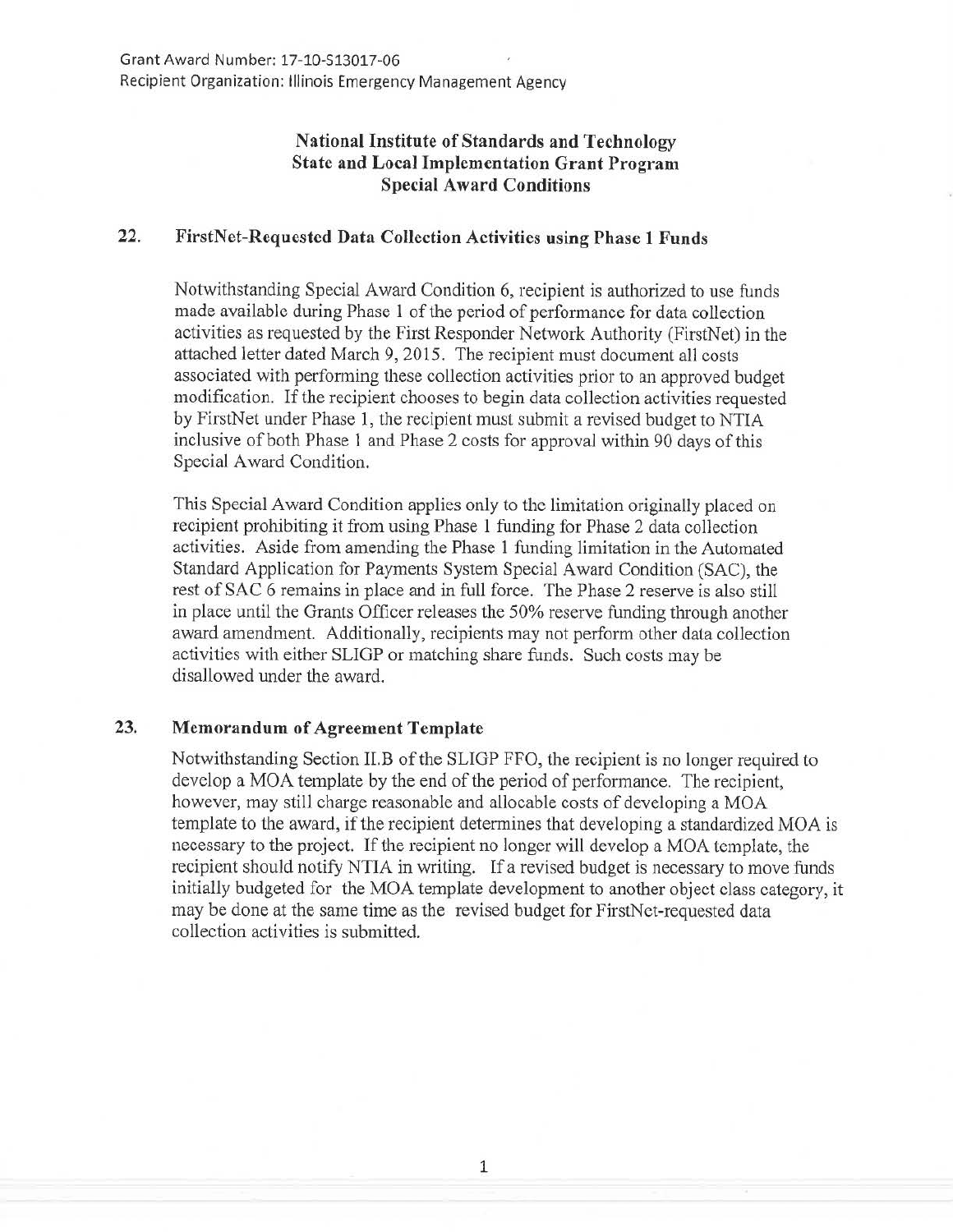Grant Award Number: 17-10-S13017-06
Recipient Organization: Illinois Emergency Management Agency

# National Institute of Standards and Technology State and Local Implementation Grant Program Special Award Conditions

## 22. FirstNet-Requested Data Collection Activities using Phase 1 Funds

Notwithstanding Special Award Condition 6, recipient is authorized to use funds made available during Phase 1 of the period of performance for data collection activities as requested by the First Responder Network Authority (FirstNet) in the attached letter dated March 9, 2015. The recipient must document all costs associated with performing these collection activities prior to an approved budget modification. If the recipient chooses to begin data collection activities requested by FirstNet under Phase 1, the recipient must submit a revised budget to NTIA inclusive of both Phase 1 and Phase 2 costs for approval within 90 days of this Special Award Condition.

This Special Award Condition applies only to the limitation originally placed on recipient prohibiting it from using Phase 1 funding for Phase 2 data collection activities. Aside from amending the Phase 1 funding limitation in the Automated Standard Application for Payments System Special Award Condition (SAC), the rest of SAC 6 remains in place and in full force. The Phase 2 reserve is also still in place until the Grants Officer releases the 50% reserve funding through another award amendment. Additionally, recipients may not perform other data collection activities with either SLIGP or matching share funds. Such costs may be disallowed under the award.

## 23. Memorandum of Agreement Template

Notwithstanding Section II.B of the SLIGP FFO, the recipient is no longer required to develop a MOA template by the end of the period of performance. The recipient, however, may still charge reasonable and allocable costs of developing a MOA template to the award, if the recipient determines that developing a standardized MOA is necessary to the project. If the recipient no longer will develop a MOA template, the recipient should notify NTIA in writing. If a revised budget is necessary to move funds initially budgeted for the MOA template development to another object class category, it may be done at the same time as the revised budget for FirstNet-requested data collection activities is submitted.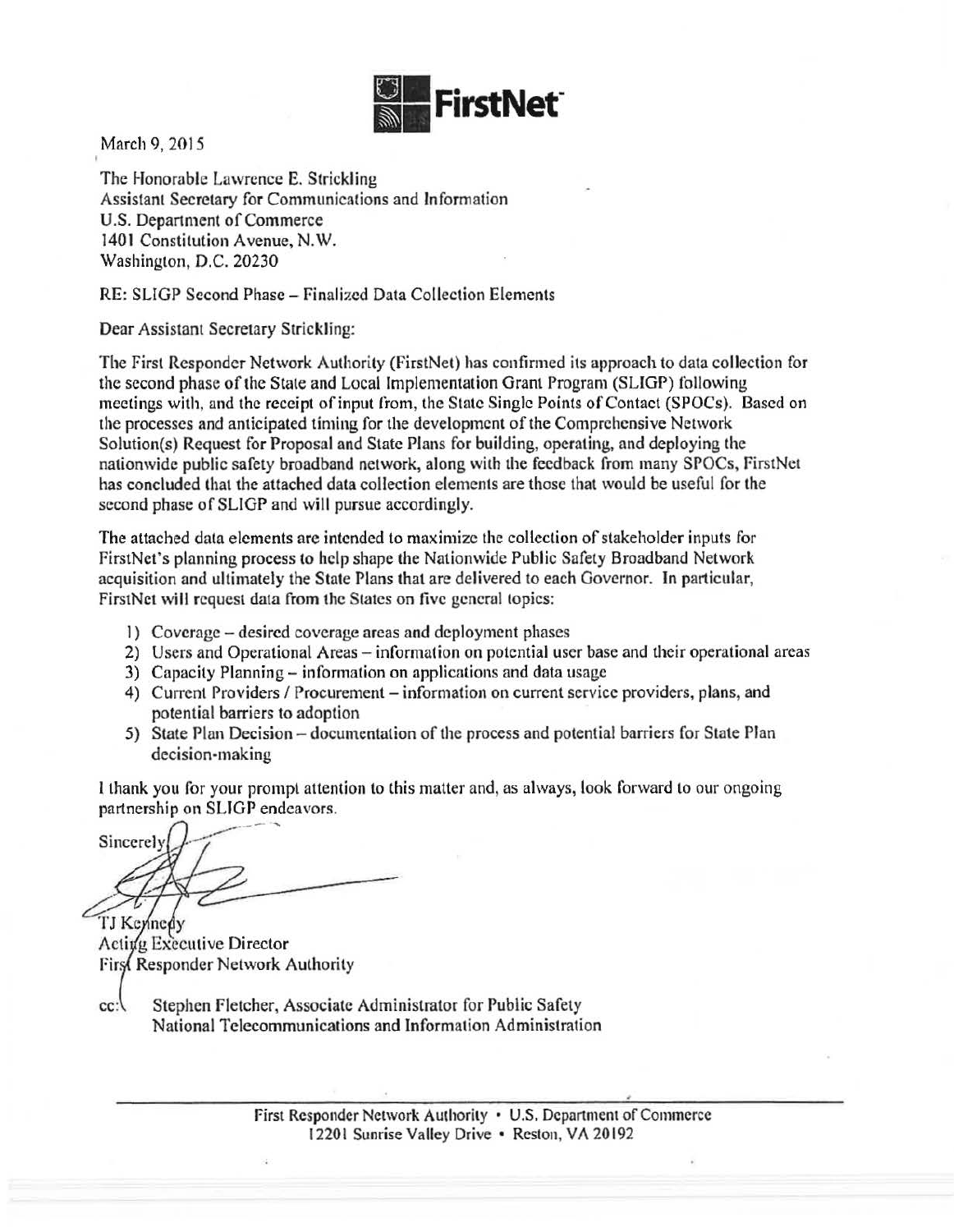**FirstNet**

March 9, 2015

The Honorable Lawrence E. Strickling
Assistant Secretary for Communications and Information
U.S. Department of Commerce
1401 Constitution Avenue, N.W.
Washington, D.C. 20230

RE: SLIGP Second Phase – Finalized Data Collection Elements

Dear Assistant Secretary Strickling:

The First Responder Network Authority (FirstNet) has confirmed its approach to data collection for the second phase of the State and Local Implementation Grant Program (SLIGP) following meetings with, and the receipt of input from, the State Single Points of Contact (SPOCs). Based on the processes and anticipated timing for the development of the Comprehensive Network Solution(s) Request for Proposal and State Plans for building, operating, and deploying the nationwide public safety broadband network, along with the feedback from many SPOCs, FirstNet has concluded that the attached data collection elements are those that would be useful for the second phase of SLIGP and will pursue accordingly.

The attached data elements are intended to maximize the collection of stakeholder inputs for FirstNet's planning process to help shape the Nationwide Public Safety Broadband Network acquisition and ultimately the State Plans that are delivered to each Governor. In particular, FirstNet will request data from the States on five general topics:

1) Coverage – desired coverage areas and deployment phases
2) Users and Operational Areas – information on potential user base and their operational areas
3) Capacity Planning – information on applications and data usage
4) Current Providers / Procurement – information on current service providers, plans, and potential barriers to adoption
5) State Plan Decision – documentation of the process and potential barriers for State Plan decision-making

I thank you for your prompt attention to this matter and, as always, look forward to our ongoing partnership on SLIGP endeavors.

Sincerely,

TJ Kennedy
Acting Executive Director
First Responder Network Authority

cc: Stephen Fletcher, Associate Administrator for Public Safety
National Telecommunications and Information Administration

First Responder Network Authority • U.S. Department of Commerce
12201 Sunrise Valley Drive • Reston, VA 20192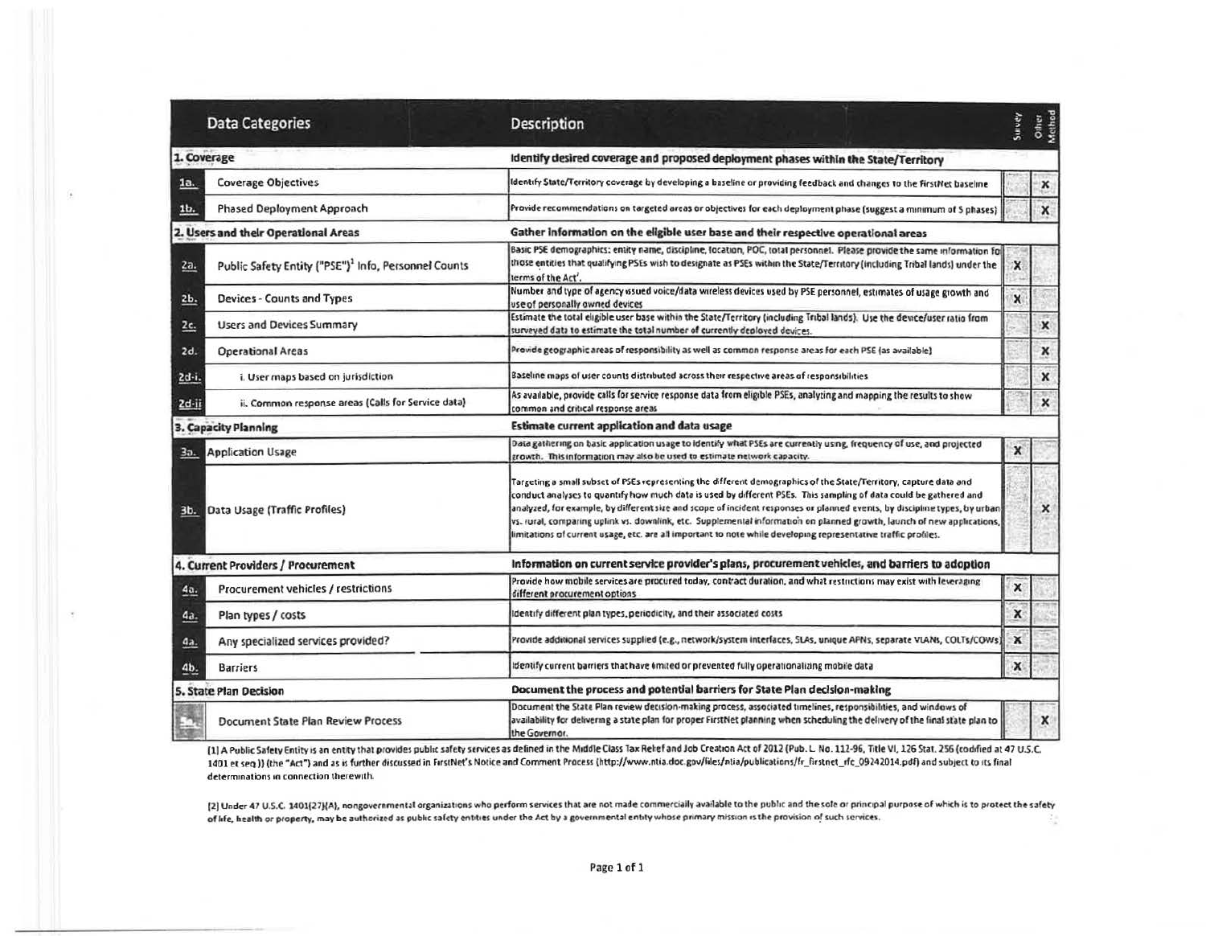| | Data Categories | Description | Survey | Other Method |
|---|---|---|---|---|
| **1. Coverage** | | **Identify desired coverage and proposed deployment phases within the State/Territory** | | |
| 1a. | Coverage Objectives | Identify State/Territory coverage by developing a baseline or providing feedback and changes to the FirstNet baseline | | X |
| 1b. | Phased Deployment Approach | Provide recommendations on targeted areas or objectives for each deployment phase (suggest a minimum of 5 phases) | | X |
| **2. Users and their Operational Areas** | | **Gather information on the eligible user base and their respective operational areas** | | |
| 2a. | Public Safety Entity ("PSE")[1] Info, Personnel Counts | Basic PSE demographics: entity name, discipline, location, POC, total personnel. Please provide the same information for those entities that qualifying PSEs wish to designate as PSEs within the State/Territory (including Tribal lands) under the terms of the Act[2]. | X | |
| 2b. | Devices - Counts and Types | Number and type of agency issued voice/data wireless devices used by PSE personnel, estimates of usage growth and use of personally owned devices | X | |
| 2c. | Users and Devices Summary | Estimate the total eligible user base within the State/Territory (including Tribal lands). Use the device/user ratio from surveyed data to estimate the total number of currently deployed devices. | | X |
| 2d. | Operational Areas | Provide geographic areas of responsibility as well as common response areas for each PSE (as available) | | X |
| 2d-i. | i. User maps based on jurisdiction | Baseline maps of user counts distributed across their respective areas of responsibilities | | X |
| 2d-ii | ii. Common response areas (Calls for Service data) | As available, provide calls for service response data from eligible PSEs, analyzing and mapping the results to show common and critical response areas | | X |
| **3. Capacity Planning** | | **Estimate current application and data usage** | | |
| 3a. | Application Usage | Data gathering on basic application usage to identify what PSEs are currently using, frequency of use, and projected growth. This information may also be used to estimate network capacity. | X | |
| 3b. | Data Usage (Traffic Profiles) | Targeting a small subset of PSEs representing the different demographics of the State/Territory, capture data and conduct analyses to quantify how much data is used by different PSEs. This sampling of data could be gathered and analyzed, for example, by different size and scope of incident responses or planned events, by discipline types, by urban vs. rural, comparing uplink vs. downlink, etc. Supplemental information on planned growth, launch of new applications, limitations of current usage, etc. are all important to note while developing representative traffic profiles. | | X |
| **4. Current Providers / Procurement** | | **Information on current service provider's plans, procurement vehicles, and barriers to adoption** | | |
| 4a. | Procurement vehicles / restrictions | Provide how mobile services are procured today, contract duration, and what restrictions may exist with leveraging different procurement options | X | |
| 4a. | Plan types / costs | Identify different plan types, periodicity, and their associated costs | X | |
| 4a. | Any specialized services provided? | Provide additional services supplied (e.g., network/system interfaces, SLAs, unique APNs, separate VLANs, COLTs/COWs) | X | |
| 4b. | Barriers | Identify current barriers that have limited or prevented fully operationalizing mobile data | X | |
| **5. State Plan Decision** | | **Document the process and potential barriers for State Plan decision-making** | | |
| 5a. | Document State Plan Review Process | Document the State Plan review decision-making process, associated timelines, responsibilities, and windows of availability for delivering a state plan for proper FirstNet planning when scheduling the delivery of the final state plan to the Governor. | | X |

[1] A Public Safety Entity is an entity that provides public safety services as defined in the Middle Class Tax Relief and Job Creation Act of 2012 (Pub. L. No. 112-96, Title VI, 126 Stat. 256 (codified at 47 U.S.C. 1401 et seq.)) (the "Act") and as is further discussed in FirstNet's Notice and Comment Process (http://www.ntia.doc.gov/files/ntia/publications/fr_firstnet_rfc_09242014.pdf) and subject to its final determinations in connection therewith.

[2] Under 47 U.S.C. 1401(27)(A), nongovernmental organizations who perform services that are not made commercially available to the public and the sole or principal purpose of which is to protect the safety of life, health or property, may be authorized as public safety entities under the Act by a governmental entity whose primary mission is the provision of such services.